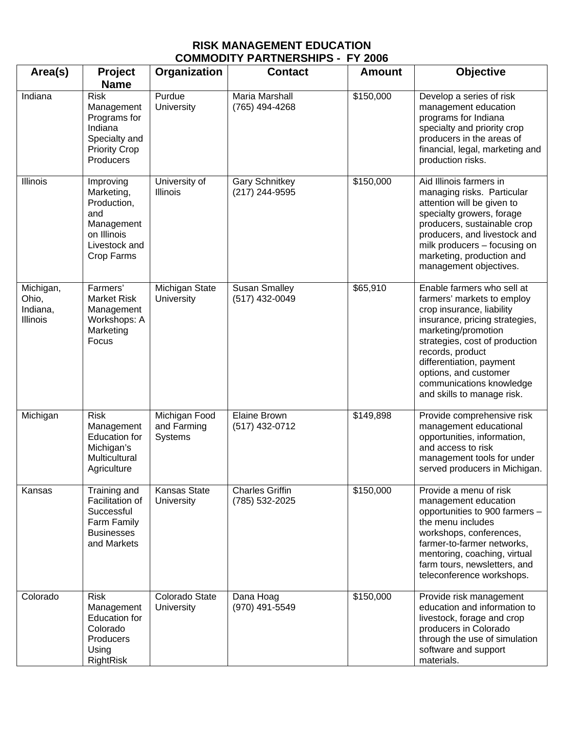# RISK MANAGEMENT EDUCATION
## COMMODITY PARTNERSHIPS - FY 2006

| Area(s) | Project Name | Organization | Contact | Amount | Objective |
|---|---|---|---|---|---|
| Indiana | Risk Management Programs for Indiana Specialty and Priority Crop Producers | Purdue University | Maria Marshall (765) 494-4268 | $150,000 | Develop a series of risk management education programs for Indiana specialty and priority crop producers in the areas of financial, legal, marketing and production risks. |
| Illinois | Improving Marketing, Production, and Management on Illinois Livestock and Crop Farms | University of Illinois | Gary Schnitkey (217) 244-9595 | $150,000 | Aid Illinois farmers in managing risks. Particular attention will be given to specialty growers, forage producers, sustainable crop producers, and livestock and milk producers – focusing on marketing, production and management objectives. |
| Michigan, Ohio, Indiana, Illinois | Farmers' Market Risk Management Workshops: A Marketing Focus | Michigan State University | Susan Smalley (517) 432-0049 | $65,910 | Enable farmers who sell at farmers' markets to employ crop insurance, liability insurance, pricing strategies, marketing/promotion strategies, cost of production records, product differentiation, payment options, and customer communications knowledge and skills to manage risk. |
| Michigan | Risk Management Education for Michigan's Multicultural Agriculture | Michigan Food and Farming Systems | Elaine Brown (517) 432-0712 | $149,898 | Provide comprehensive risk management educational opportunities, information, and access to risk management tools for under served producers in Michigan. |
| Kansas | Training and Facilitation of Successful Farm Family Businesses and Markets | Kansas State University | Charles Griffin (785) 532-2025 | $150,000 | Provide a menu of risk management education opportunities to 900 farmers – the menu includes workshops, conferences, farmer-to-farmer networks, mentoring, coaching, virtual farm tours, newsletters, and teleconference workshops. |
| Colorado | Risk Management Education for Colorado Producers Using RightRisk | Colorado State University | Dana Hoag (970) 491-5549 | $150,000 | Provide risk management education and information to livestock, forage and crop producers in Colorado through the use of simulation software and support materials. |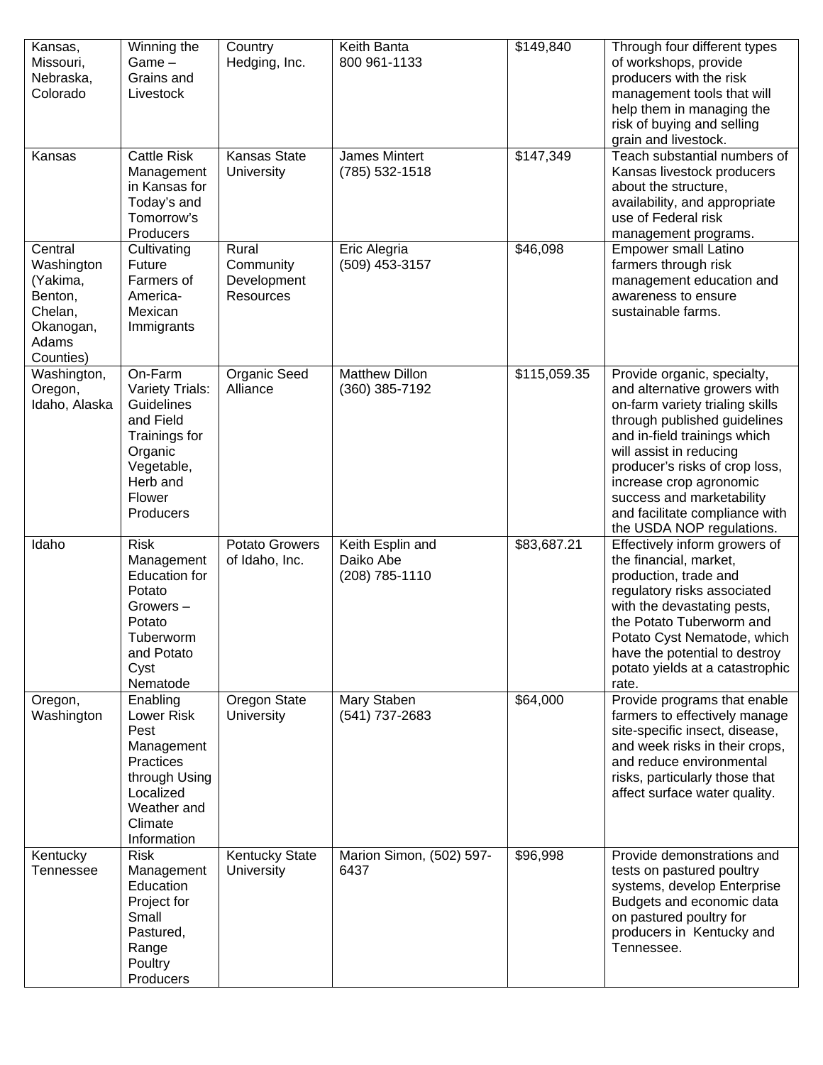| Kansas, Missouri, Nebraska, Colorado | Winning the Game – Grains and Livestock | Country Hedging, Inc. | Keith Banta 800 961-1133 | $149,840 | Through four different types of workshops, provide producers with the risk management tools that will help them in managing the risk of buying and selling grain and livestock. |
|---|---|---|---|---|---|
| Kansas | Cattle Risk Management in Kansas for Today's and Tomorrow's Producers | Kansas State University | James Mintert (785) 532-1518 | $147,349 | Teach substantial numbers of Kansas livestock producers about the structure, availability, and appropriate use of Federal risk management programs. |
| Central Washington (Yakima, Benton, Chelan, Okanogan, Adams Counties) | Cultivating Future Farmers of America-Mexican Immigrants | Rural Community Development Resources | Eric Alegria (509) 453-3157 | $46,098 | Empower small Latino farmers through risk management education and awareness to ensure sustainable farms. |
| Washington, Oregon, Idaho, Alaska | On-Farm Variety Trials: Guidelines and Field Trainings for Organic Vegetable, Herb and Flower Producers | Organic Seed Alliance | Matthew Dillon (360) 385-7192 | $115,059.35 | Provide organic, specialty, and alternative growers with on-farm variety trialing skills through published guidelines and in-field trainings which will assist in reducing producer's risks of crop loss, increase crop agronomic success and marketability and facilitate compliance with the USDA NOP regulations. |
| Idaho | Risk Management Education for Potato Growers – Potato Tuberworm and Potato Cyst Nematode | Potato Growers of Idaho, Inc. | Keith Esplin and Daiko Abe (208) 785-1110 | $83,687.21 | Effectively inform growers of the financial, market, production, trade and regulatory risks associated with the devastating pests, the Potato Tuberworm and Potato Cyst Nematode, which have the potential to destroy potato yields at a catastrophic rate. |
| Oregon, Washington | Enabling Lower Risk Pest Management Practices through Using Localized Weather and Climate Information | Oregon State University | Mary Staben (541) 737-2683 | $64,000 | Provide programs that enable farmers to effectively manage site-specific insect, disease, and week risks in their crops, and reduce environmental risks, particularly those that affect surface water quality. |
| Kentucky Tennessee | Risk Management Education Project for Small Pastured, Range Poultry Producers | Kentucky State University | Marion Simon, (502) 597-6437 | $96,998 | Provide demonstrations and tests on pastured poultry systems, develop Enterprise Budgets and economic data on pastured poultry for producers in Kentucky and Tennessee. |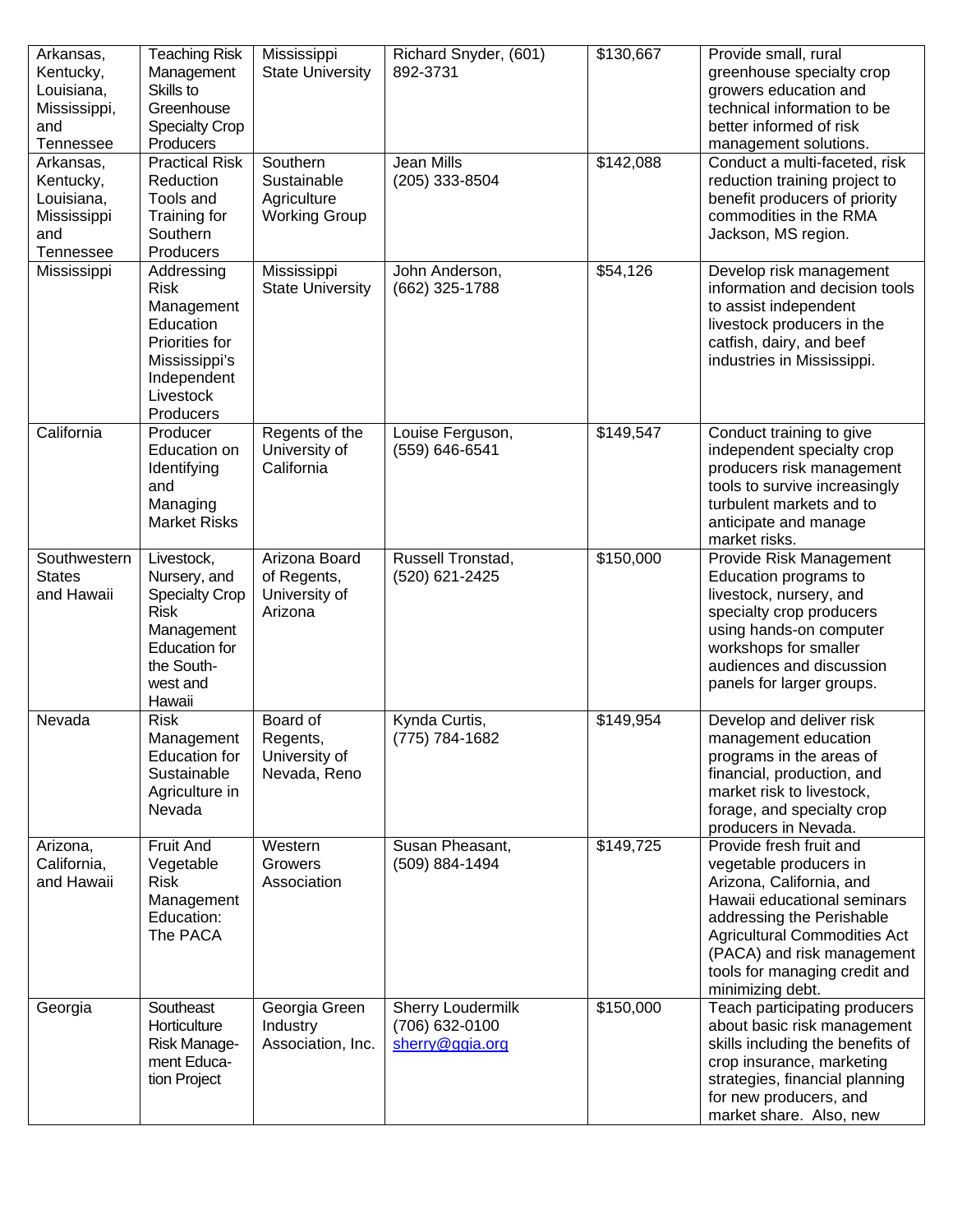| | | | | | |
|---|---|---|---|---|---|
| Arkansas, Kentucky, Louisiana, Mississippi, and Tennessee | Teaching Risk Management Skills to Greenhouse Specialty Crop Producers | Mississippi State University | Richard Snyder, (601) 892-3731 | $130,667 | Provide small, rural greenhouse specialty crop growers education and technical information to be better informed of risk management solutions. |
| Arkansas, Kentucky, Louisiana, Mississippi and Tennessee | Practical Risk Reduction Tools and Training for Southern Producers | Southern Sustainable Agriculture Working Group | Jean Mills (205) 333-8504 | $142,088 | Conduct a multi-faceted, risk reduction training project to benefit producers of priority commodities in the RMA Jackson, MS region. |
| Mississippi | Addressing Risk Management Education Priorities for Mississippi's Independent Livestock Producers | Mississippi State University | John Anderson, (662) 325-1788 | $54,126 | Develop risk management information and decision tools to assist independent livestock producers in the catfish, dairy, and beef industries in Mississippi. |
| California | Producer Education on Identifying and Managing Market Risks | Regents of the University of California | Louise Ferguson, (559) 646-6541 | $149,547 | Conduct training to give independent specialty crop producers risk management tools to survive increasingly turbulent markets and to anticipate and manage market risks. |
| Southwestern States and Hawaii | Livestock, Nursery, and Specialty Crop Risk Management Education for the South-west and Hawaii | Arizona Board of Regents, University of Arizona | Russell Tronstad, (520) 621-2425 | $150,000 | Provide Risk Management Education programs to livestock, nursery, and specialty crop producers using hands-on computer workshops for smaller audiences and discussion panels for larger groups. |
| Nevada | Risk Management Education for Sustainable Agriculture in Nevada | Board of Regents, University of Nevada, Reno | Kynda Curtis, (775) 784-1682 | $149,954 | Develop and deliver risk management education programs in the areas of financial, production, and market risk to livestock, forage, and specialty crop producers in Nevada. |
| Arizona, California, and Hawaii | Fruit And Vegetable Risk Management Education: The PACA | Western Growers Association | Susan Pheasant, (509) 884-1494 | $149,725 | Provide fresh fruit and vegetable producers in Arizona, California, and Hawaii educational seminars addressing the Perishable Agricultural Commodities Act (PACA) and risk management tools for managing credit and minimizing debt. |
| Georgia | Southeast Horticulture Risk Manage-ment Educa-tion Project | Georgia Green Industry Association, Inc. | Sherry Loudermilk (706) 632-0100 sherry@ggia.org | $150,000 | Teach participating producers about basic risk management skills including the benefits of crop insurance, marketing strategies, financial planning for new producers, and market share. Also, new |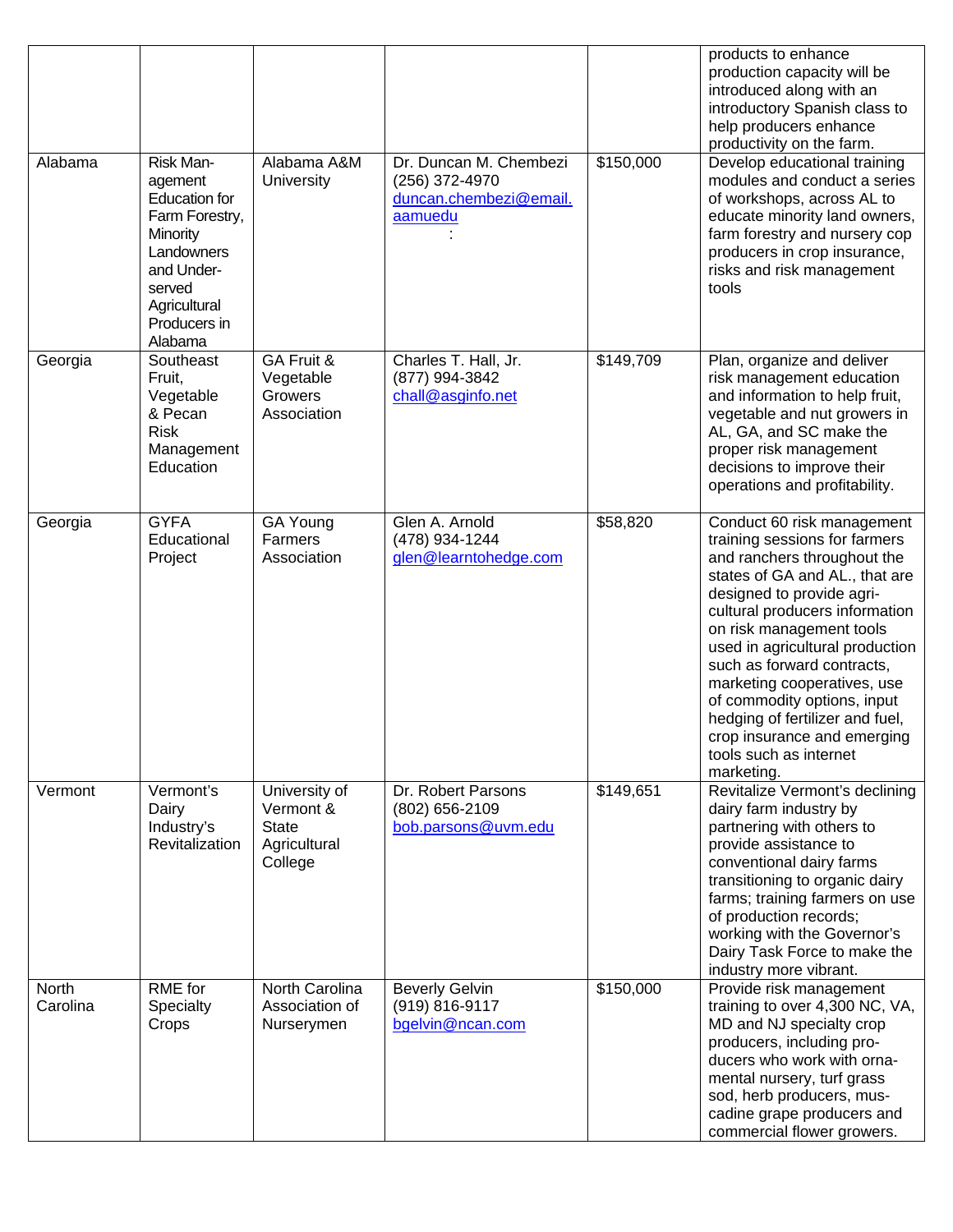| | | | | | |
|---|---|---|---|---|---|
| | | | | | products to enhance production capacity will be introduced along with an introductory Spanish class to help producers enhance productivity on the farm. |
| Alabama | Risk Management Education for Farm Forestry, Minority Landowners and Underserved Agricultural Producers in Alabama | Alabama A&M University | Dr. Duncan M. Chembezi (256) 372-4970 duncan.chembezi@email.aamuedu : | $150,000 | Develop educational training modules and conduct a series of workshops, across AL to educate minority land owners, farm forestry and nursery cop producers in crop insurance, risks and risk management tools |
| Georgia | Southeast Fruit, Vegetable & Pecan Risk Management Education | GA Fruit & Vegetable Growers Association | Charles T. Hall, Jr. (877) 994-3842 chall@asginfo.net | $149,709 | Plan, organize and deliver risk management education and information to help fruit, vegetable and nut growers in AL, GA, and SC make the proper risk management decisions to improve their operations and profitability. |
| Georgia | GYFA Educational Project | GA Young Farmers Association | Glen A. Arnold (478) 934-1244 glen@learntohedge.com | $58,820 | Conduct 60 risk management training sessions for farmers and ranchers throughout the states of GA and AL., that are designed to provide agricultural producers information on risk management tools used in agricultural production such as forward contracts, marketing cooperatives, use of commodity options, input hedging of fertilizer and fuel, crop insurance and emerging tools such as internet marketing. |
| Vermont | Vermont's Dairy Industry's Revitalization | University of Vermont & State Agricultural College | Dr. Robert Parsons (802) 656-2109 bob.parsons@uvm.edu | $149,651 | Revitalize Vermont's declining dairy farm industry by partnering with others to provide assistance to conventional dairy farms transitioning to organic dairy farms; training farmers on use of production records; working with the Governor's Dairy Task Force to make the industry more vibrant. |
| North Carolina | RME for Specialty Crops | North Carolina Association of Nurserymen | Beverly Gelvin (919) 816-9117 bgelvin@ncan.com | $150,000 | Provide risk management training to over 4,300 NC, VA, MD and NJ specialty crop producers, including producers who work with ornamental nursery, turf grass sod, herb producers, muscadine grape producers and commercial flower growers. |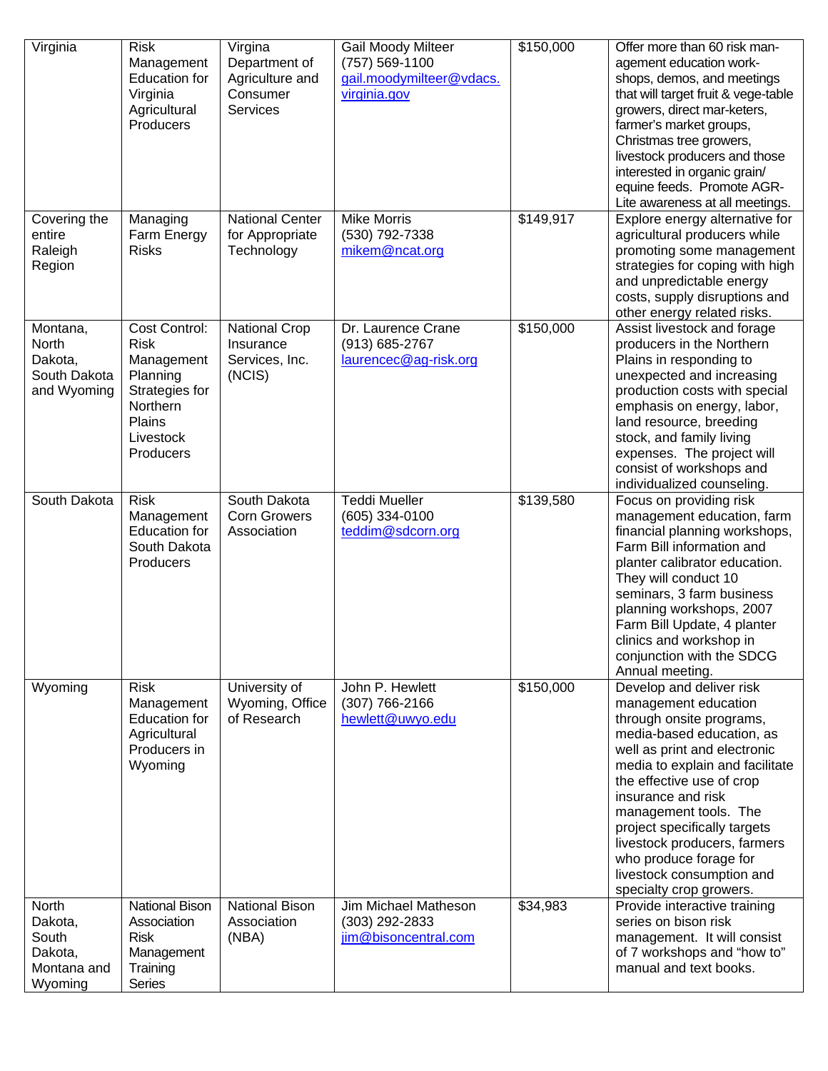| Virginia | Risk Management Education for Virginia Agricultural Producers | Virgina Department of Agriculture and Consumer Services | Gail Moody Milteer (757) 569-1100 gail.moodymilteer@vdacs.virginia.gov | $150,000 | Offer more than 60 risk man-agement education work-shops, demos, and meetings that will target fruit & vege-table growers, direct mar-keters, farmer's market groups, Christmas tree growers, livestock producers and those interested in organic grain/ equine feeds. Promote AGR-Lite awareness at all meetings. |
|---|---|---|---|---|---|
| Covering the entire Raleigh Region | Managing Farm Energy Risks | National Center for Appropriate Technology | Mike Morris (530) 792-7338 mikem@ncat.org | $149,917 | Explore energy alternative for agricultural producers while promoting some management strategies for coping with high and unpredictable energy costs, supply disruptions and other energy related risks. |
| Montana, North Dakota, South Dakota and Wyoming | Cost Control: Risk Management Planning Strategies for Northern Plains Livestock Producers | National Crop Insurance Services, Inc. (NCIS) | Dr. Laurence Crane (913) 685-2767 laurencec@ag-risk.org | $150,000 | Assist livestock and forage producers in the Northern Plains in responding to unexpected and increasing production costs with special emphasis on energy, labor, land resource, breeding stock, and family living expenses. The project will consist of workshops and individualized counseling. |
| South Dakota | Risk Management Education for South Dakota Producers | South Dakota Corn Growers Association | Teddi Mueller (605) 334-0100 teddim@sdcorn.org | $139,580 | Focus on providing risk management education, farm financial planning workshops, Farm Bill information and planter calibrator education. They will conduct 10 seminars, 3 farm business planning workshops, 2007 Farm Bill Update, 4 planter clinics and workshop in conjunction with the SDCG Annual meeting. |
| Wyoming | Risk Management Education for Agricultural Producers in Wyoming | University of Wyoming, Office of Research | John P. Hewlett (307) 766-2166 hewlett@uwyo.edu | $150,000 | Develop and deliver risk management education through onsite programs, media-based education, as well as print and electronic media to explain and facilitate the effective use of crop insurance and risk management tools. The project specifically targets livestock producers, farmers who produce forage for livestock consumption and specialty crop growers. |
| North Dakota, South Dakota, Montana and Wyoming | National Bison Association Risk Management Training Series | National Bison Association (NBA) | Jim Michael Matheson (303) 292-2833 jim@bisoncentral.com | $34,983 | Provide interactive training series on bison risk management. It will consist of 7 workshops and "how to" manual and text books. |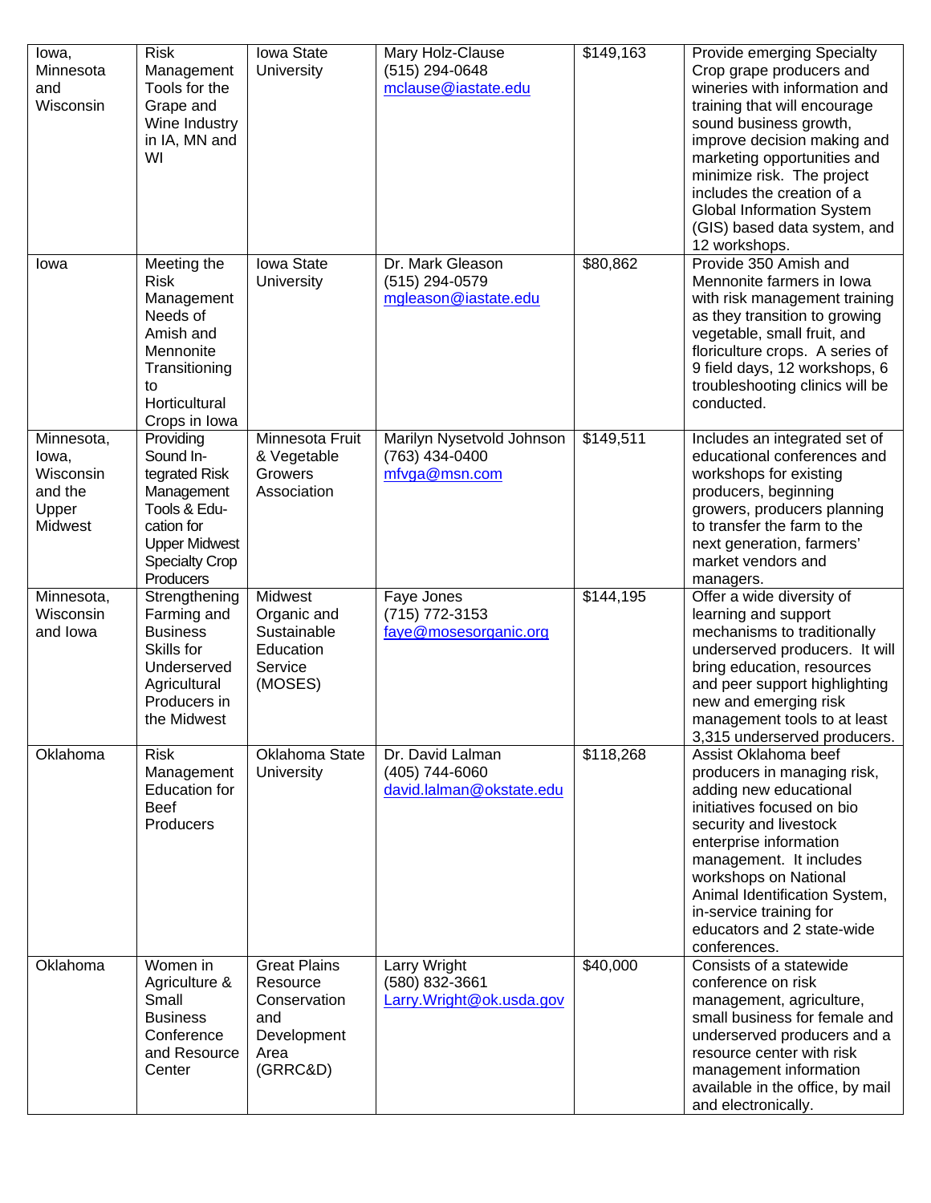| Iowa, Minnesota and Wisconsin | Risk Management Tools for the Grape and Wine Industry in IA, MN and WI | Iowa State University | Mary Holz-Clause (515) 294-0648 mclause@iastate.edu | $149,163 | Provide emerging Specialty Crop grape producers and wineries with information and training that will encourage sound business growth, improve decision making and marketing opportunities and minimize risk. The project includes the creation of a Global Information System (GIS) based data system, and 12 workshops. |
|---|---|---|---|---|---|
| Iowa | Meeting the Risk Management Needs of Amish and Mennonite Transitioning to Horticultural Crops in Iowa | Iowa State University | Dr. Mark Gleason (515) 294-0579 mgleason@iastate.edu | $80,862 | Provide 350 Amish and Mennonite farmers in Iowa with risk management training as they transition to growing vegetable, small fruit, and floriculture crops. A series of 9 field days, 12 workshops, 6 troubleshooting clinics will be conducted. |
| Minnesota, Iowa, Wisconsin and the Upper Midwest | Providing Sound Integrated Risk Management Tools & Education for Upper Midwest Specialty Crop Producers | Minnesota Fruit & Vegetable Growers Association | Marilyn Nysetvold Johnson (763) 434-0400 mfvga@msn.com | $149,511 | Includes an integrated set of educational conferences and workshops for existing producers, beginning growers, producers planning to transfer the farm to the next generation, farmers' market vendors and managers. |
| Minnesota, Wisconsin and Iowa | Strengthening Farming and Business Skills for Underserved Agricultural Producers in the Midwest | Midwest Organic and Sustainable Education Service (MOSES) | Faye Jones (715) 772-3153 faye@mosesorganic.org | $144,195 | Offer a wide diversity of learning and support mechanisms to traditionally underserved producers. It will bring education, resources and peer support highlighting new and emerging risk management tools to at least 3,315 underserved producers. |
| Oklahoma | Risk Management Education for Beef Producers | Oklahoma State University | Dr. David Lalman (405) 744-6060 david.lalman@okstate.edu | $118,268 | Assist Oklahoma beef producers in managing risk, adding new educational initiatives focused on bio security and livestock enterprise information management. It includes workshops on National Animal Identification System, in-service training for educators and 2 state-wide conferences. |
| Oklahoma | Women in Agriculture & Small Business Conference and Resource Center | Great Plains Resource Conservation and Development Area (GRRC&D) | Larry Wright (580) 832-3661 Larry.Wright@ok.usda.gov | $40,000 | Consists of a statewide conference on risk management, agriculture, small business for female and underserved producers and a resource center with risk management information available in the office, by mail and electronically. |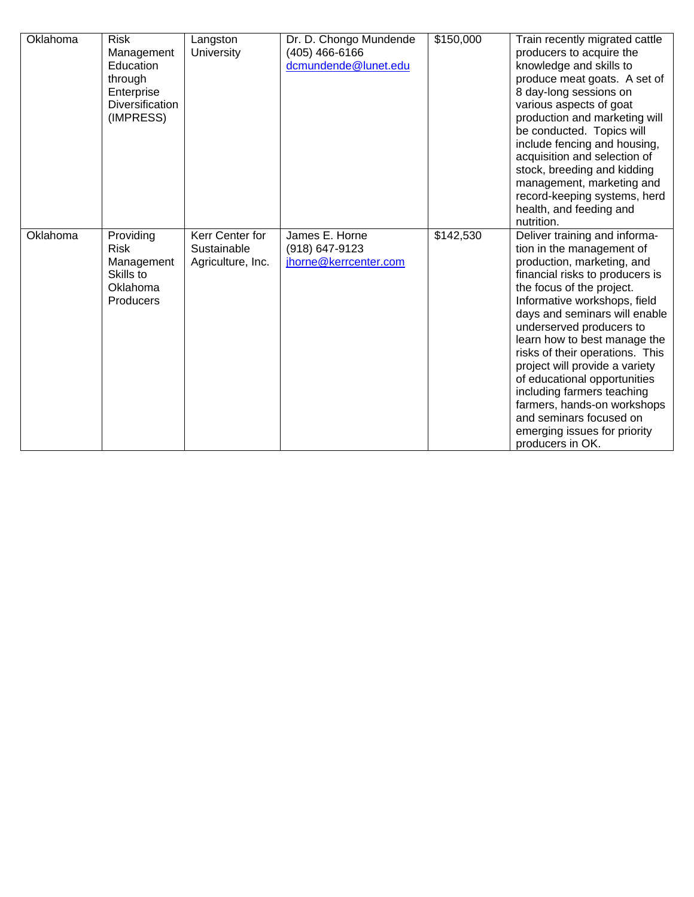| | | | | | |
|---|---|---|---|---|---|
| Oklahoma | Risk Management Education through Enterprise Diversification (IMPRESS) | Langston University | Dr. D. Chongo Mundende (405) 466-6166 dcmundende@lunet.edu | $150,000 | Train recently migrated cattle producers to acquire the knowledge and skills to produce meat goats. A set of 8 day-long sessions on various aspects of goat production and marketing will be conducted. Topics will include fencing and housing, acquisition and selection of stock, breeding and kidding management, marketing and record-keeping systems, herd health, and feeding and nutrition. |
| Oklahoma | Providing Risk Management Skills to Oklahoma Producers | Kerr Center for Sustainable Agriculture, Inc. | James E. Horne (918) 647-9123 jhorne@kerrcenter.com | $142,530 | Deliver training and information in the management of production, marketing, and financial risks to producers is the focus of the project. Informative workshops, field days and seminars will enable underserved producers to learn how to best manage the risks of their operations. This project will provide a variety of educational opportunities including farmers teaching farmers, hands-on workshops and seminars focused on emerging issues for priority producers in OK. |